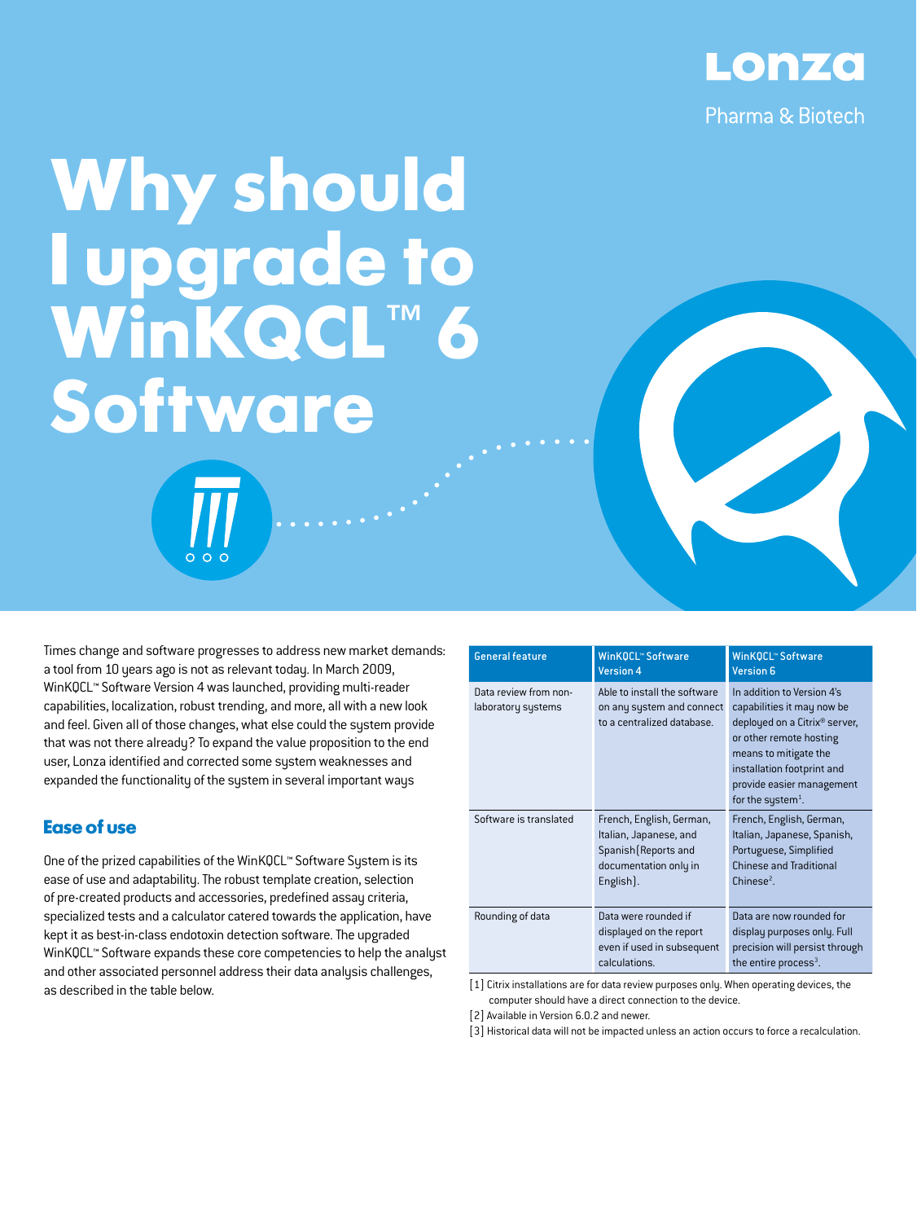Lonza

Pharma & Biotech

# Why should I upgrade to WinKQCL™ 6 Software

Times change and software progresses to address new market demands: a tool from 10 years ago is not as relevant today. In March 2009, WinKQCL™ Software Version 4 was launched, providing multi-reader capabilities, localization, robust trending, and more, all with a new look and feel. Given all of those changes, what else could the system provide that was not there already? To expand the value proposition to the end user, Lonza identified and corrected some system weaknesses and expanded the functionality of the system in several important ways

## Ease of use

One of the prized capabilities of the WinKQCL™ Software System is its ease of use and adaptability. The robust template creation, selection of pre-created products and accessories, predefined assay criteria, specialized tests and a calculator catered towards the application, have kept it as best-in-class endotoxin detection software. The upgraded WinKQCL™ Software expands these core competencies to help the analyst and other associated personnel address their data analysis challenges, as described in the table below.

| General feature | WinKQCL™ Software Version 4 | WinKQCL™ Software Version 6 |
|---|---|---|
| Data review from non-laboratory systems | Able to install the software on any system and connect to a centralized database. | In addition to Version 4's capabilities it may now be deployed on a Citrix® server, or other remote hosting means to mitigate the installation footprint and provide easier management for the system[1]. |
| Software is translated | French, English, German, Italian, Japanese, and Spanish (Reports and documentation only in English). | French, English, German, Italian, Japanese, Spanish, Portuguese, Simplified Chinese and Traditional Chinese[2]. |
| Rounding of data | Data were rounded if displayed on the report even if used in subsequent calculations. | Data are now rounded for display purposes only. Full precision will persist through the entire process[3]. |

[1] Citrix installations are for data review purposes only. When operating devices, the computer should have a direct connection to the device.

[2] Available in Version 6.0.2 and newer.

[3] Historical data will not be impacted unless an action occurs to force a recalculation.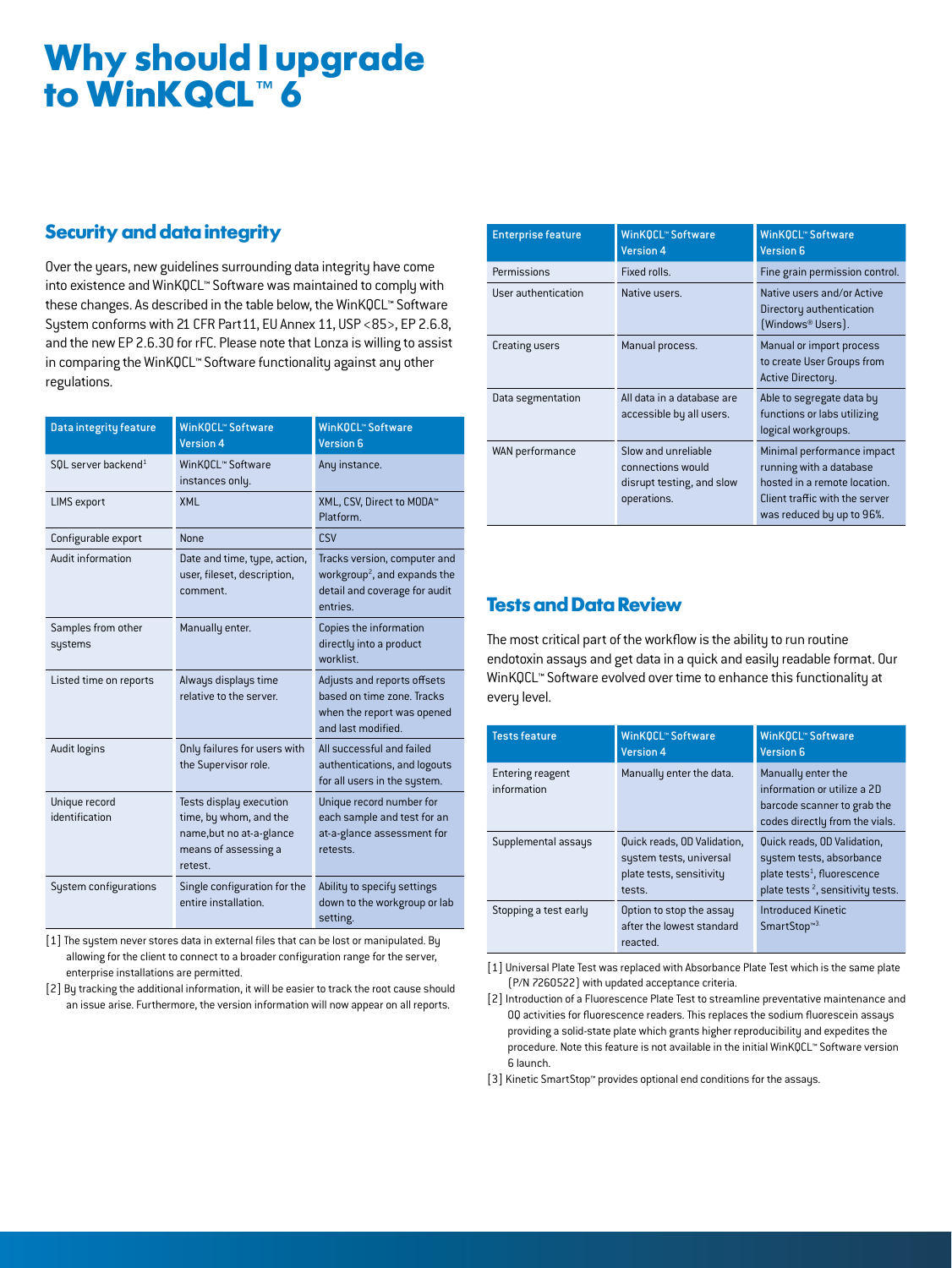# Why should I upgrade to WinKQCL™ 6

## Security and data integrity

Over the years, new guidelines surrounding data integrity have come into existence and WinKQCL™ Software was maintained to comply with these changes. As described in the table below, the WinKQCL™ Software System conforms with 21 CFR Part11, EU Annex 11, USP <85>, EP 2.6.8, and the new EP 2.6.30 for rFC. Please note that Lonza is willing to assist in comparing the WinKQCL™ Software functionality against any other regulations.

| Data integrity feature | WinKQCL™ Software Version 4 | WinKQCL™ Software Version 6 |
|---|---|---|
| SQL server backend[1] | WinKQCL™ Software instances only. | Any instance. |
| LIMS export | XML | XML, CSV, Direct to MODA™ Platform. |
| Configurable export | None | CSV |
| Audit information | Date and time, type, action, user, fileset, description, comment. | Tracks version, computer and workgroup[2], and expands the detail and coverage for audit entries. |
| Samples from other systems | Manually enter. | Copies the information directly into a product worklist. |
| Listed time on reports | Always displays time relative to the server. | Adjusts and reports offsets based on time zone. Tracks when the report was opened and last modified. |
| Audit logins | Only failures for users with the Supervisor role. | All successful and failed authentications, and logouts for all users in the system. |
| Unique record identification | Tests display execution time, by whom, and the name,but no at-a-glance means of assessing a retest. | Unique record number for each sample and test for an at-a-glance assessment for retests. |
| System configurations | Single configuration for the entire installation. | Ability to specify settings down to the workgroup or lab setting. |

[1] The system never stores data in external files that can be lost or manipulated. By allowing for the client to connect to a broader configuration range for the server, enterprise installations are permitted.

[2] By tracking the additional information, it will be easier to track the root cause should an issue arise. Furthermore, the version information will now appear on all reports.

| Enterprise feature | WinKQCL™ Software Version 4 | WinKQCL™ Software Version 6 |
|---|---|---|
| Permissions | Fixed rolls. | Fine grain permission control. |
| User authentication | Native users. | Native users and/or Active Directory authentication (Windows® Users). |
| Creating users | Manual process. | Manual or import process to create User Groups from Active Directory. |
| Data segmentation | All data in a database are accessible by all users. | Able to segregate data by functions or labs utilizing logical workgroups. |
| WAN performance | Slow and unreliable connections would disrupt testing, and slow operations. | Minimal performance impact running with a database hosted in a remote location. Client traffic with the server was reduced by up to 96%. |

## Tests and Data Review

The most critical part of the workflow is the ability to run routine endotoxin assays and get data in a quick and easily readable format. Our WinKQCL™ Software evolved over time to enhance this functionality at every level.

| Tests feature | WinKQCL™ Software Version 4 | WinKQCL™ Software Version 6 |
|---|---|---|
| Entering reagent information | Manually enter the data. | Manually enter the information or utilize a 2D barcode scanner to grab the codes directly from the vials. |
| Supplemental assays | Quick reads, OD Validation, system tests, universal plate tests, sensitivity tests. | Quick reads, OD Validation, system tests, absorbance plate tests[1], fluorescence plate tests [2], sensitivity tests. |
| Stopping a test early | Option to stop the assay after the lowest standard reacted. | Introduced Kinetic SmartStop™[3] |

[1] Universal Plate Test was replaced with Absorbance Plate Test which is the same plate (P/N 7260522) with updated acceptance criteria.

[2] Introduction of a Fluorescence Plate Test to streamline preventative maintenance and OQ activities for fluorescence readers. This replaces the sodium fluorescein assays providing a solid-state plate which grants higher reproducibility and expedites the procedure. Note this feature is not available in the initial WinKQCL™ Software version 6 launch.

[3] Kinetic SmartStop™ provides optional end conditions for the assays.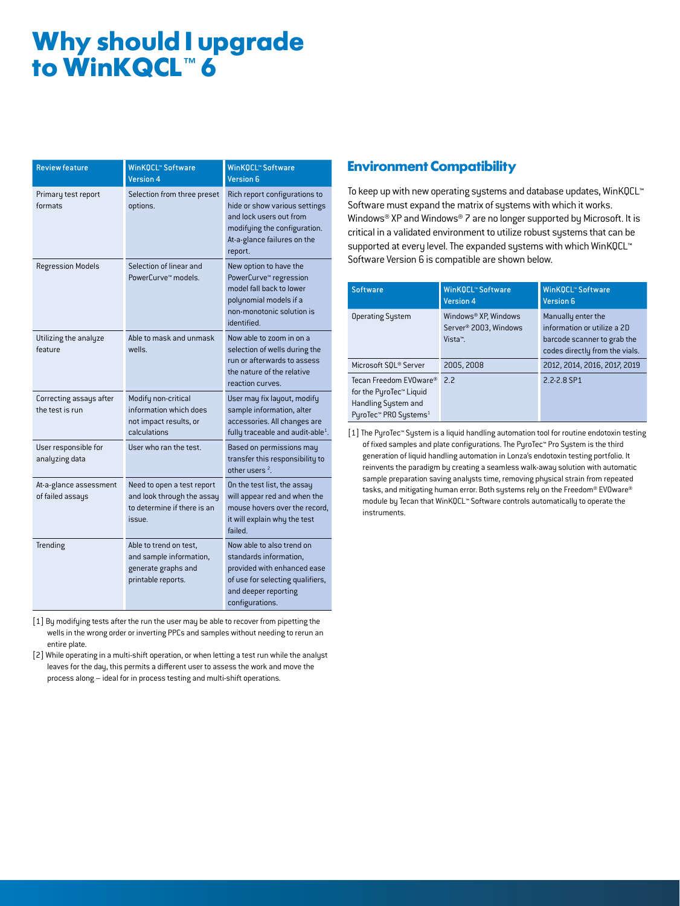# Why should I upgrade to WinKQCL™ 6

| Review feature | WinKQCL™ Software Version 4 | WinKQCL™ Software Version 6 |
|---|---|---|
| Primary test report formats | Selection from three preset options. | Rich report configurations to hide or show various settings and lock users out from modifying the configuration. At-a-glance failures on the report. |
| Regression Models | Selection of linear and PowerCurve™ models. | New option to have the PowerCurve™ regression model fall back to lower polynomial models if a non-monotonic solution is identified. |
| Utilizing the analyze feature | Able to mask and unmask wells. | Now able to zoom in on a selection of wells during the run or afterwards to assess the nature of the relative reaction curves. |
| Correcting assays after the test is run | Modify non-critical information which does not impact results, or calculations | User may fix layout, modify sample information, alter accessories. All changes are fully traceable and audit-able[1]. |
| User responsible for analyzing data | User who ran the test. | Based on permissions may transfer this responsibility to other users [2]. |
| At-a-glance assessment of failed assays | Need to open a test report and look through the assay to determine if there is an issue. | On the test list, the assay will appear red and when the mouse hovers over the record, it will explain why the test failed. |
| Trending | Able to trend on test, and sample information, generate graphs and printable reports. | Now able to also trend on standards information, provided with enhanced ease of use for selecting qualifiers, and deeper reporting configurations. |

[1] By modifying tests after the run the user may be able to recover from pipetting the wells in the wrong order or inverting PPCs and samples without needing to rerun an entire plate.

[2] While operating in a multi-shift operation, or when letting a test run while the analyst leaves for the day, this permits a different user to assess the work and move the process along – ideal for in process testing and multi-shift operations.

## Environment Compatibility

To keep up with new operating systems and database updates, WinKQCL™ Software must expand the matrix of systems with which it works. Windows® XP and Windows® 7 are no longer supported by Microsoft. It is critical in a validated environment to utilize robust systems that can be supported at every level. The expanded systems with which WinKQCL™ Software Version 6 is compatible are shown below.

| Software | WinKQCL™ Software Version 4 | WinKQCL™ Software Version 6 |
|---|---|---|
| Operating System | Windows® XP, Windows Server® 2003, Windows Vista™. | Manually enter the information or utilize a 2D barcode scanner to grab the codes directly from the vials. |
| Microsoft SQL® Server | 2005, 2008 | 2012, 2014, 2016, 2017, 2019 |
| Tecan Freedom EVOware® for the PyroTec™ Liquid Handling System and PyroTec™ PRO Systems[1] | 2.2 | 2.2-2.8 SP1 |

[1] The PyroTec™ System is a liquid handling automation tool for routine endotoxin testing of fixed samples and plate configurations. The PyroTec™ Pro System is the third generation of liquid handling automation in Lonza's endotoxin testing portfolio. It reinvents the paradigm by creating a seamless walk-away solution with automatic sample preparation saving analysts time, removing physical strain from repeated tasks, and mitigating human error. Both systems rely on the Freedom® EVOware® module by Tecan that WinKQCL™ Software controls automatically to operate the instruments.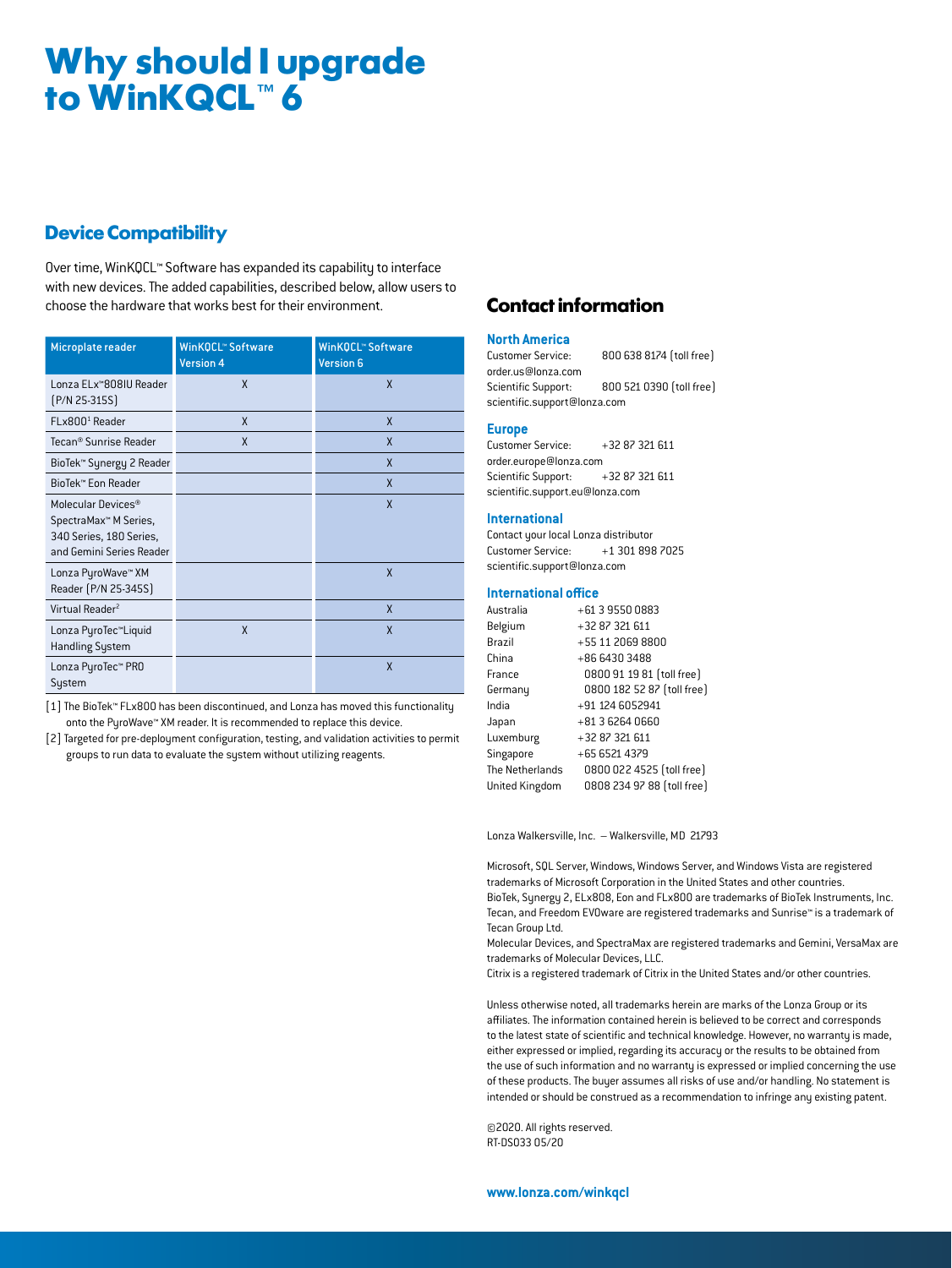# Why should I upgrade to WinKQCL™ 6

## Device Compatibility

Over time, WinKQCL™ Software has expanded its capability to interface with new devices. The added capabilities, described below, allow users to choose the hardware that works best for their environment.

| Microplate reader | WinKQCL™ Software Version 4 | WinKQCL™ Software Version 6 |
|---|---|---|
| Lonza ELx™808IU Reader (P/N 25-315S) | X | X |
| FLx800[1] Reader | X | X |
| Tecan® Sunrise Reader | X | X |
| BioTek™ Synergy 2 Reader | | X |
| BioTek™ Eon Reader | | X |
| Molecular Devices® SpectraMax™ M Series, 340 Series, 180 Series, and Gemini Series Reader | | X |
| Lonza PyroWave™ XM Reader (P/N 25-345S) | | X |
| Virtual Reader[2] | | X |
| Lonza PyroTec™Liquid Handling System | X | X |
| Lonza PyroTec™ PRO System | | X |

[1] The BioTek™ FLx800 has been discontinued, and Lonza has moved this functionality onto the PyroWave™ XM reader. It is recommended to replace this device.

[2] Targeted for pre-deployment configuration, testing, and validation activities to permit groups to run data to evaluate the system without utilizing reagents.

## Contact information

### North America

Customer Service: 800 638 8174 (toll free)
order.us@lonza.com
Scientific Support: 800 521 0390 (toll free)
scientific.support@lonza.com

### Europe

Customer Service: +32 87 321 611
order.europe@lonza.com
Scientific Support: +32 87 321 611
scientific.support.eu@lonza.com

### International

Contact your local Lonza distributor
Customer Service: +1 301 898 7025
scientific.support@lonza.com

### International office

| | |
|---|---|
| Australia | +61 3 9550 0883 |
| Belgium | +32 87 321 611 |
| Brazil | +55 11 2069 8800 |
| China | +86 6430 3488 |
| France | 0800 91 19 81 (toll free) |
| Germany | 0800 182 52 87 (toll free) |
| India | +91 124 6052941 |
| Japan | +81 3 6264 0660 |
| Luxemburg | +32 87 321 611 |
| Singapore | +65 6521 4379 |
| The Netherlands | 0800 022 4525 (toll free) |
| United Kingdom | 0808 234 97 88 (toll free) |

Lonza Walkersville, Inc. – Walkersville, MD 21793

Microsoft, SQL Server, Windows, Windows Server, and Windows Vista are registered trademarks of Microsoft Corporation in the United States and other countries.
BioTek, Synergy 2, ELx808, Eon and FLx800 are trademarks of BioTek Instruments, Inc.
Tecan, and Freedom EVOware are registered trademarks and Sunrise™ is a trademark of Tecan Group Ltd.
Molecular Devices, and SpectraMax are registered trademarks and Gemini, VersaMax are trademarks of Molecular Devices, LLC.
Citrix is a registered trademark of Citrix in the United States and/or other countries.

Unless otherwise noted, all trademarks herein are marks of the Lonza Group or its affiliates. The information contained herein is believed to be correct and corresponds to the latest state of scientific and technical knowledge. However, no warranty is made, either expressed or implied, regarding its accuracy or the results to be obtained from the use of such information and no warranty is expressed or implied concerning the use of these products. The buyer assumes all risks of use and/or handling. No statement is intended or should be construed as a recommendation to infringe any existing patent.

©2020. All rights reserved.
RT-DS033 05/20

**www.lonza.com/winkqcl**